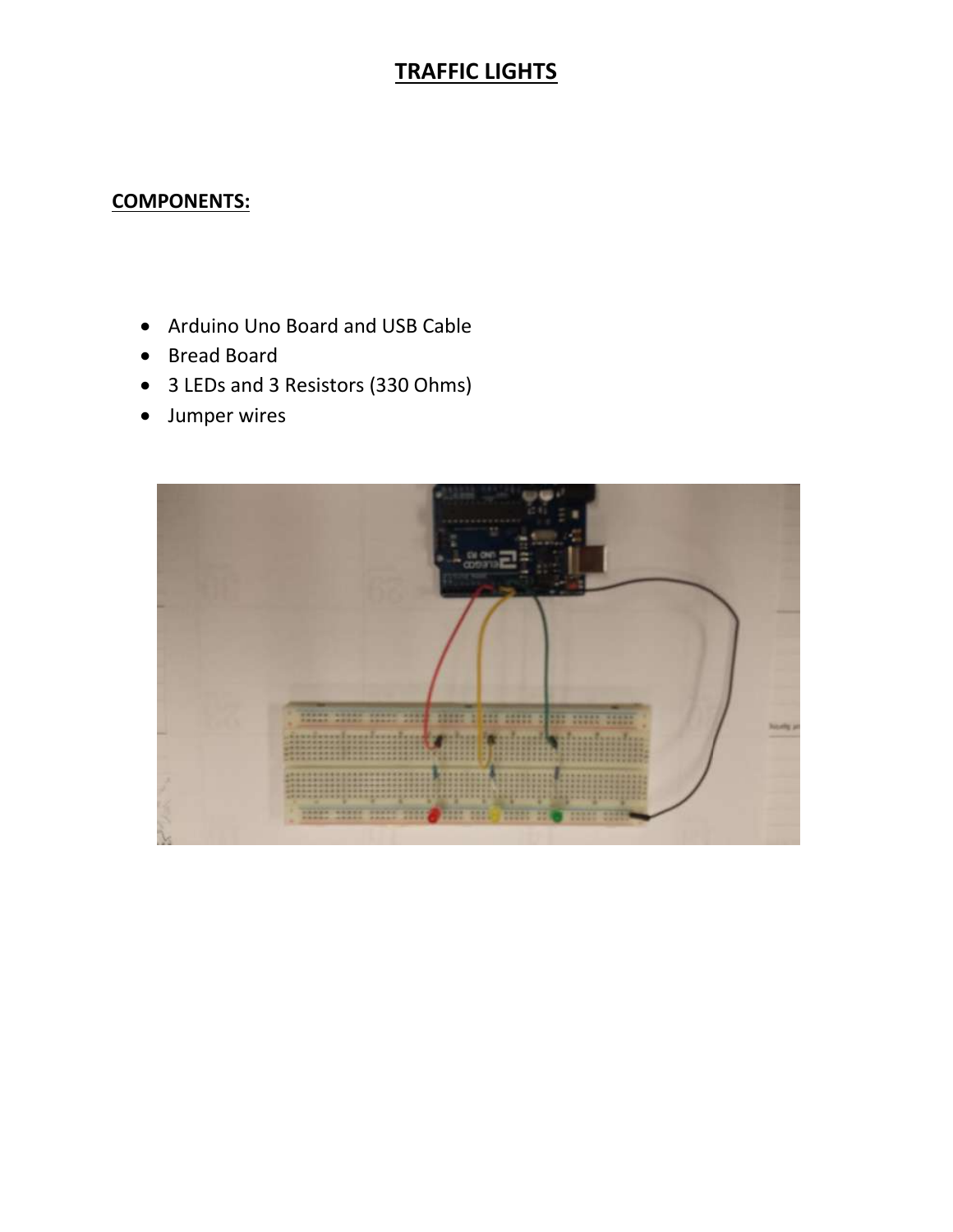# TRAFFIC LIGHTS

## COMPONENTS:

- Arduino Uno Board and USB Cable
- Bread Board
- 3 LEDs and 3 Resistors (330 Ohms)
- Jumper wires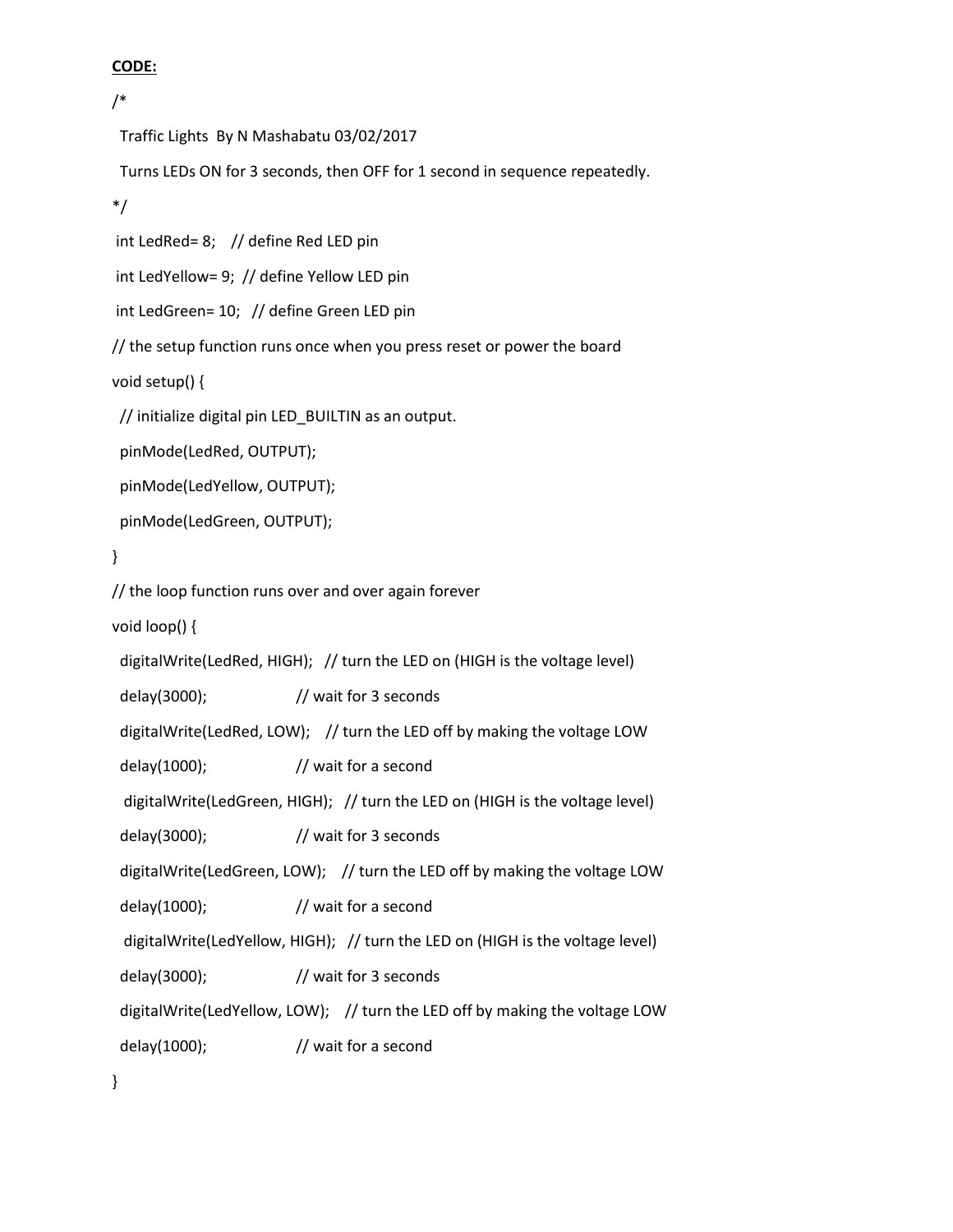**CODE:**

```
/*
  Traffic Lights  By N Mashabatu 03/02/2017
  Turns LEDs ON for 3 seconds, then OFF for 1 second in sequence repeatedly.
*/
 int LedRed= 8;    // define Red LED pin
 int LedYellow= 9;  // define Yellow LED pin
 int LedGreen= 10;   // define Green LED pin
// the setup function runs once when you press reset or power the board
void setup() {
  // initialize digital pin LED_BUILTIN as an output.
  pinMode(LedRed, OUTPUT);
  pinMode(LedYellow, OUTPUT);
  pinMode(LedGreen, OUTPUT);
}
// the loop function runs over and over again forever
void loop() {
  digitalWrite(LedRed, HIGH);   // turn the LED on (HIGH is the voltage level)
  delay(3000);                  // wait for 3 seconds
  digitalWrite(LedRed, LOW);    // turn the LED off by making the voltage LOW
  delay(1000);                  // wait for a second
   digitalWrite(LedGreen, HIGH);   // turn the LED on (HIGH is the voltage level)
  delay(3000);                  // wait for 3 seconds
  digitalWrite(LedGreen, LOW);    // turn the LED off by making the voltage LOW
  delay(1000);                  // wait for a second
   digitalWrite(LedYellow, HIGH);   // turn the LED on (HIGH is the voltage level)
  delay(3000);                  // wait for 3 seconds
  digitalWrite(LedYellow, LOW);    // turn the LED off by making the voltage LOW
  delay(1000);                  // wait for a second
}
```